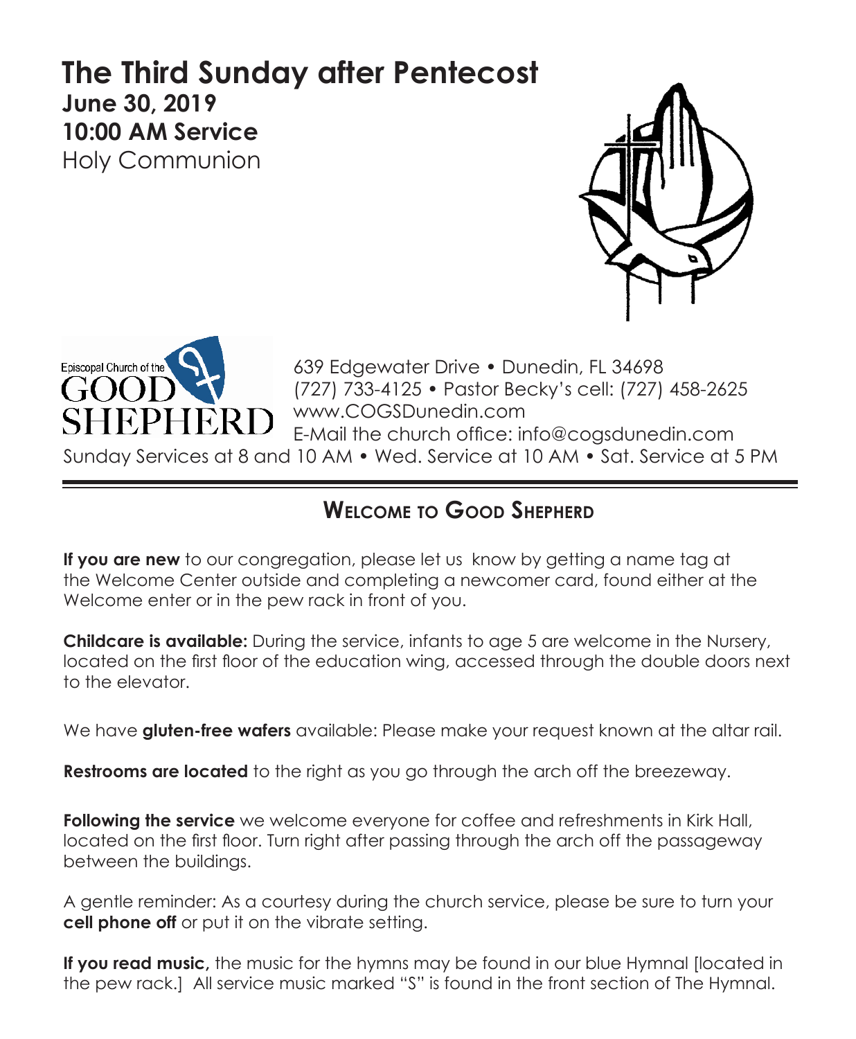# The Third Sunday after Pentecost

**June 30, 2019**
**10:00 AM Service**
Holy Communion

Episcopal Church of the GOOD SHEPHERD

639 Edgewater Drive • Dunedin, FL 34698
(727) 733-4125 • Pastor Becky's cell: (727) 458-2625
www.COGSDunedin.com
E-Mail the church office: info@cogsdunedin.com
Sunday Services at 8 and 10 AM • Wed. Service at 10 AM • Sat. Service at 5 PM

## Welcome to Good Shepherd

**If you are new** to our congregation, please let us know by getting a name tag at the Welcome Center outside and completing a newcomer card, found either at the Welcome enter or in the pew rack in front of you.

**Childcare is available:** During the service, infants to age 5 are welcome in the Nursery, located on the first floor of the education wing, accessed through the double doors next to the elevator.

We have **gluten-free wafers** available: Please make your request known at the altar rail.

**Restrooms are located** to the right as you go through the arch off the breezeway.

**Following the service** we welcome everyone for coffee and refreshments in Kirk Hall, located on the first floor. Turn right after passing through the arch off the passageway between the buildings.

A gentle reminder: As a courtesy during the church service, please be sure to turn your **cell phone off** or put it on the vibrate setting.

**If you read music,** the music for the hymns may be found in our blue Hymnal [located in the pew rack.] All service music marked "S" is found in the front section of The Hymnal.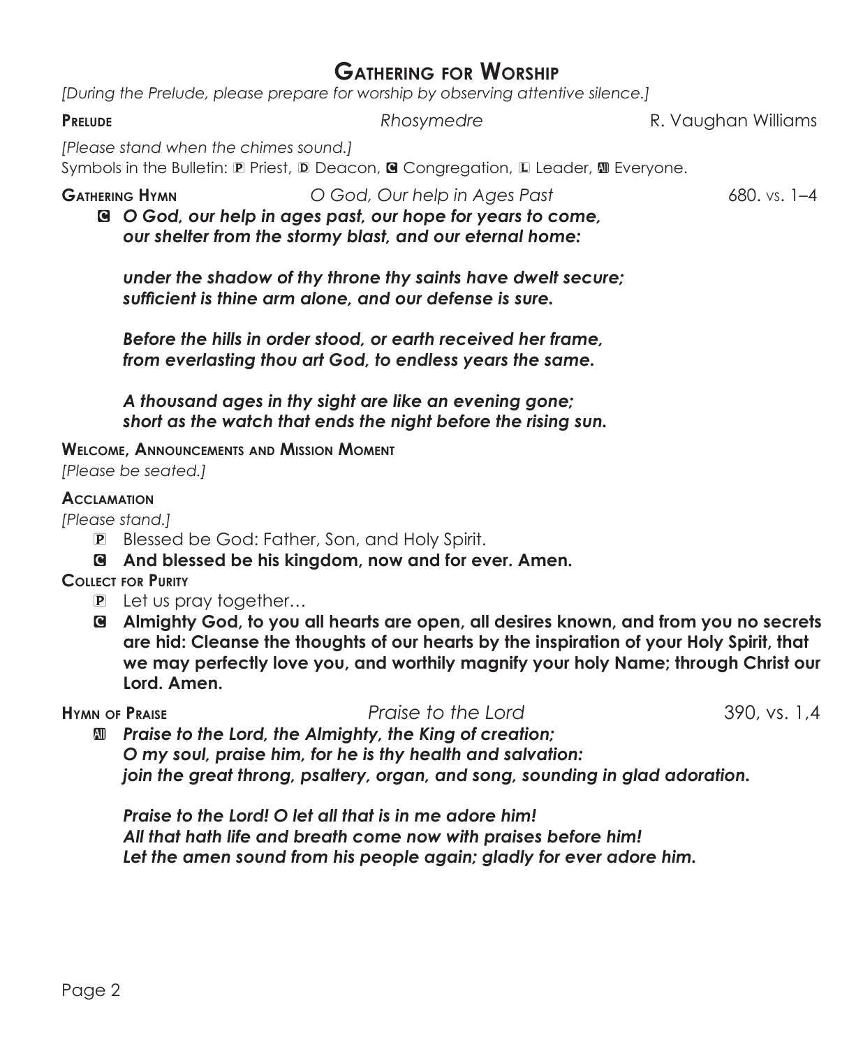# Gathering for Worship

*[During the Prelude, please prepare for worship by observing attentive silence.]*

**Prelude** *Rhosymedre* R. Vaughan Williams

*[Please stand when the chimes sound.]*

Symbols in the Bulletin: P Priest, D Deacon, C Congregation, L Leader, All Everyone.

**Gathering Hymn** *O God, Our help in Ages Past* 680. vs. 1–4

C ***O God, our help in ages past, our hope for years to come,***
***our shelter from the stormy blast, and our eternal home:***

***under the shadow of thy throne thy saints have dwelt secure;***
***sufficient is thine arm alone, and our defense is sure.***

***Before the hills in order stood, or earth received her frame,***
***from everlasting thou art God, to endless years the same.***

***A thousand ages in thy sight are like an evening gone;***
***short as the watch that ends the night before the rising sun.***

**Welcome, Announcements and Mission Moment**

*[Please be seated.]*

**Acclamation**

*[Please stand.]*

P Blessed be God: Father, Son, and Holy Spirit.

C **And blessed be his kingdom, now and for ever. Amen.**

**Collect for Purity**

P Let us pray together…

C **Almighty God, to you all hearts are open, all desires known, and from you no secrets are hid: Cleanse the thoughts of our hearts by the inspiration of your Holy Spirit, that we may perfectly love you, and worthily magnify your holy Name; through Christ our Lord. Amen.**

**Hymn of Praise** *Praise to the Lord* 390, vs. 1,4

All ***Praise to the Lord, the Almighty, the King of creation;***
***O my soul, praise him, for he is thy health and salvation:***
***join the great throng, psaltery, organ, and song, sounding in glad adoration.***

***Praise to the Lord! O let all that is in me adore him!***
***All that hath life and breath come now with praises before him!***
***Let the amen sound from his people again; gladly for ever adore him.***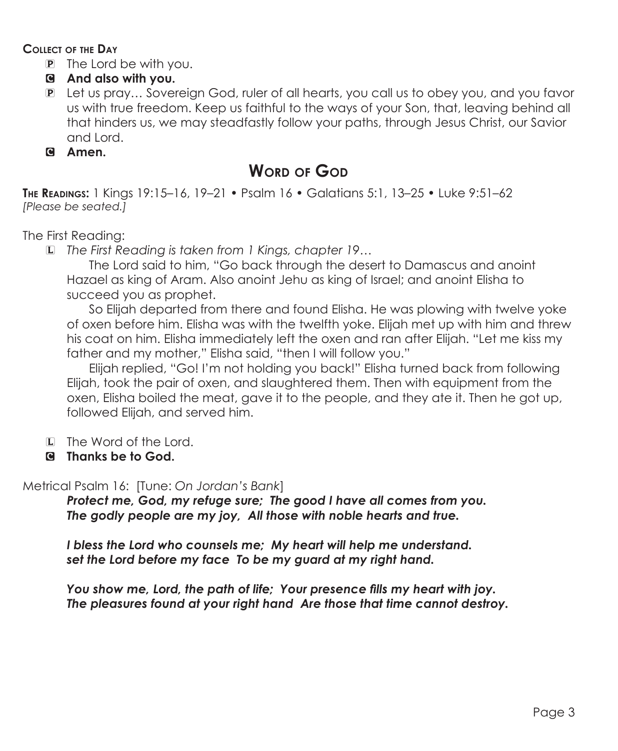**Collect of the Day**

P The Lord be with you.

C **And also with you.**

P Let us pray… Sovereign God, ruler of all hearts, you call us to obey you, and you favor us with true freedom. Keep us faithful to the ways of your Son, that, leaving behind all that hinders us, we may steadfastly follow your paths, through Jesus Christ, our Savior and Lord.

C **Amen.**

# Word of God

**The Readings:** 1 Kings 19:15–16, 19–21 • Psalm 16 • Galatians 5:1, 13–25 • Luke 9:51–62
*[Please be seated.]*

The First Reading:

L *The First Reading is taken from 1 Kings, chapter 19…*

The Lord said to him, "Go back through the desert to Damascus and anoint Hazael as king of Aram. Also anoint Jehu as king of Israel; and anoint Elisha to succeed you as prophet.

So Elijah departed from there and found Elisha. He was plowing with twelve yoke of oxen before him. Elisha was with the twelfth yoke. Elijah met up with him and threw his coat on him. Elisha immediately left the oxen and ran after Elijah. "Let me kiss my father and my mother," Elisha said, "then I will follow you."

Elijah replied, "Go! I'm not holding you back!" Elisha turned back from following Elijah, took the pair of oxen, and slaughtered them. Then with equipment from the oxen, Elisha boiled the meat, gave it to the people, and they ate it. Then he got up, followed Elijah, and served him.

L The Word of the Lord.

C **Thanks be to God.**

Metrical Psalm 16: [Tune: *On Jordan's Bank*]

***Protect me, God, my refuge sure; The good I have all comes from you.***
***The godly people are my joy, All those with noble hearts and true.***

***I bless the Lord who counsels me; My heart will help me understand.***
***set the Lord before my face To be my guard at my right hand.***

***You show me, Lord, the path of life; Your presence fills my heart with joy.***
***The pleasures found at your right hand Are those that time cannot destroy.***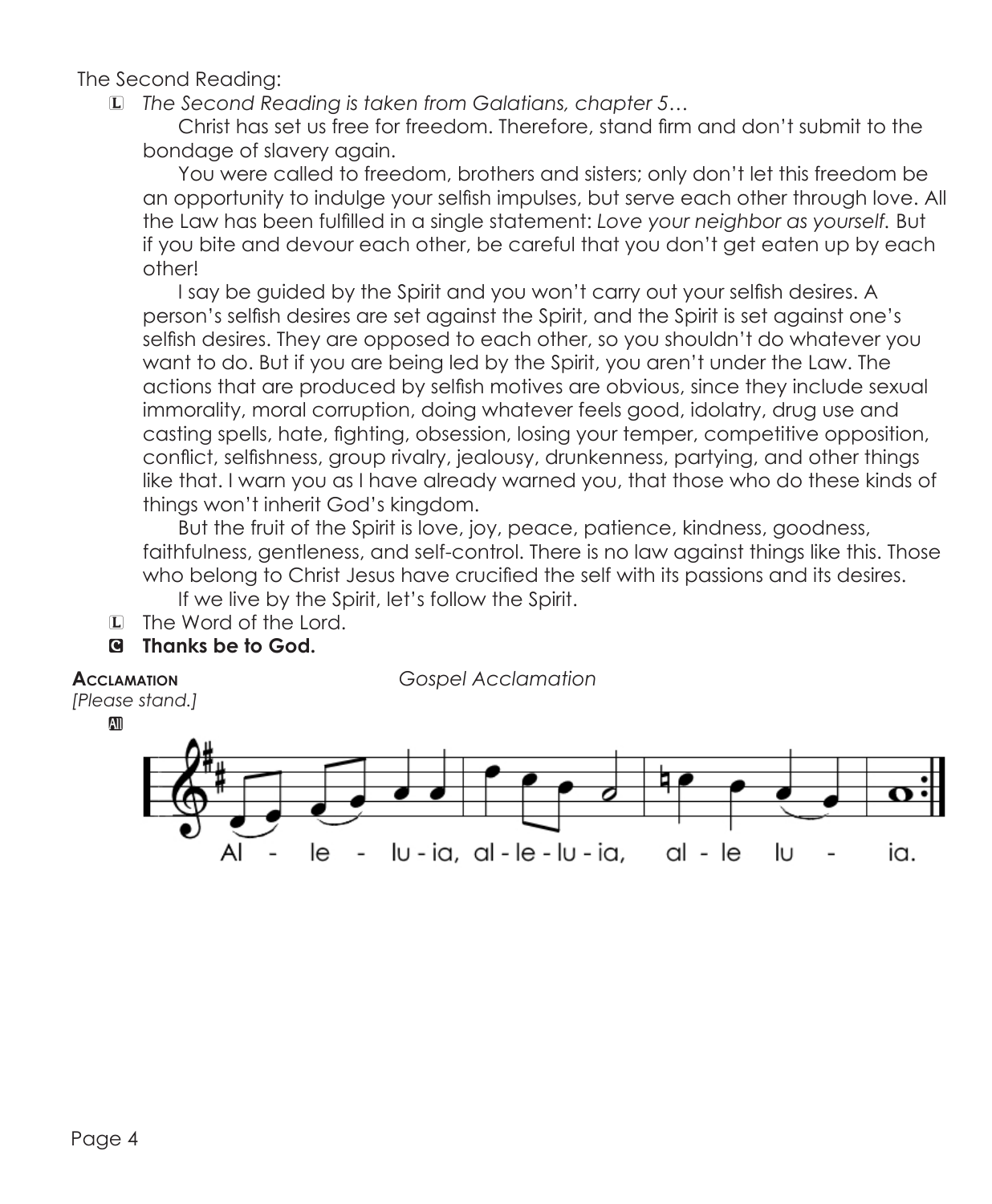The Second Reading:

L *The Second Reading is taken from Galatians, chapter 5…*

Christ has set us free for freedom. Therefore, stand firm and don't submit to the bondage of slavery again.

You were called to freedom, brothers and sisters; only don't let this freedom be an opportunity to indulge your selfish impulses, but serve each other through love. All the Law has been fulfilled in a single statement: *Love your neighbor as yourself.* But if you bite and devour each other, be careful that you don't get eaten up by each other!

I say be guided by the Spirit and you won't carry out your selfish desires. A person's selfish desires are set against the Spirit, and the Spirit is set against one's selfish desires. They are opposed to each other, so you shouldn't do whatever you want to do. But if you are being led by the Spirit, you aren't under the Law. The actions that are produced by selfish motives are obvious, since they include sexual immorality, moral corruption, doing whatever feels good, idolatry, drug use and casting spells, hate, fighting, obsession, losing your temper, competitive opposition, conflict, selfishness, group rivalry, jealousy, drunkenness, partying, and other things like that. I warn you as I have already warned you, that those who do these kinds of things won't inherit God's kingdom.

But the fruit of the Spirit is love, joy, peace, patience, kindness, goodness, faithfulness, gentleness, and self-control. There is no law against things like this. Those who belong to Christ Jesus have crucified the self with its passions and its desires.

If we live by the Spirit, let's follow the Spirit.

L The Word of the Lord.

C **Thanks be to God.**

**Acclamation** *Gospel Acclamation*

*[Please stand.]*

All

Al - le - lu - ia, al - le - lu - ia, al - le lu - ia.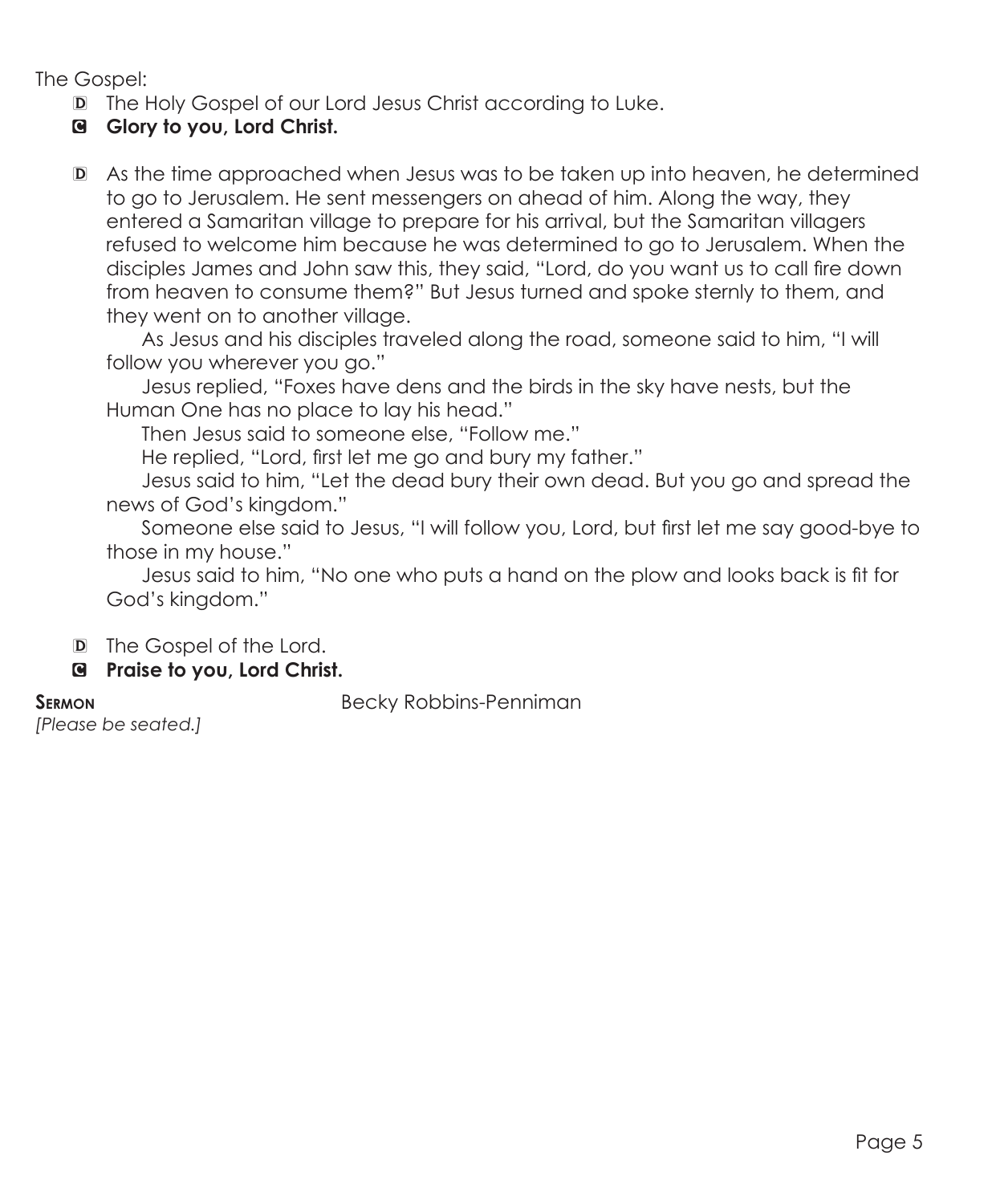The Gospel:

D The Holy Gospel of our Lord Jesus Christ according to Luke.

C **Glory to you, Lord Christ.**

D As the time approached when Jesus was to be taken up into heaven, he determined to go to Jerusalem. He sent messengers on ahead of him. Along the way, they entered a Samaritan village to prepare for his arrival, but the Samaritan villagers refused to welcome him because he was determined to go to Jerusalem. When the disciples James and John saw this, they said, "Lord, do you want us to call fire down from heaven to consume them?" But Jesus turned and spoke sternly to them, and they went on to another village.

As Jesus and his disciples traveled along the road, someone said to him, "I will follow you wherever you go."

Jesus replied, "Foxes have dens and the birds in the sky have nests, but the Human One has no place to lay his head."

Then Jesus said to someone else, "Follow me."

He replied, "Lord, first let me go and bury my father."

Jesus said to him, "Let the dead bury their own dead. But you go and spread the news of God's kingdom."

Someone else said to Jesus, "I will follow you, Lord, but first let me say good-bye to those in my house."

Jesus said to him, "No one who puts a hand on the plow and looks back is fit for God's kingdom."

D The Gospel of the Lord.

C **Praise to you, Lord Christ.**

**Sermon** Becky Robbins-Penniman

*[Please be seated.]*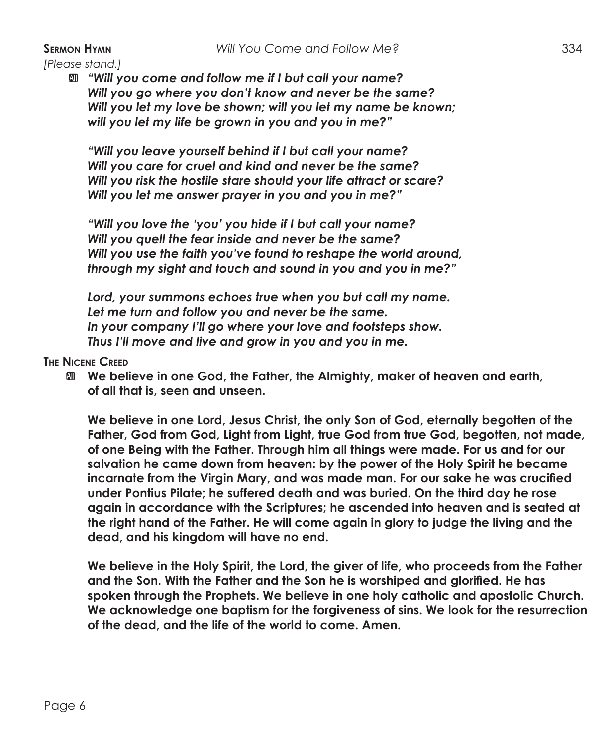**Sermon Hymn** *Will You Come and Follow Me?* 334

*[Please stand.]*

**All** ***"Will you come and follow me if I but call your name?***
***Will you go where you don't know and never be the same?***
***Will you let my love be shown; will you let my name be known;***
***will you let my life be grown in you and you in me?"***

***"Will you leave yourself behind if I but call your name?***
***Will you care for cruel and kind and never be the same?***
***Will you risk the hostile stare should your life attract or scare?***
***Will you let me answer prayer in you and you in me?"***

***"Will you love the 'you' you hide if I but call your name?***
***Will you quell the fear inside and never be the same?***
***Will you use the faith you've found to reshape the world around,***
***through my sight and touch and sound in you and you in me?"***

***Lord, your summons echoes true when you but call my name.***
***Let me turn and follow you and never be the same.***
***In your company I'll go where your love and footsteps show.***
***Thus I'll move and live and grow in you and you in me.***

**The Nicene Creed**

**All** **We believe in one God, the Father, the Almighty, maker of heaven and earth, of all that is, seen and unseen.**

**We believe in one Lord, Jesus Christ, the only Son of God, eternally begotten of the Father, God from God, Light from Light, true God from true God, begotten, not made, of one Being with the Father. Through him all things were made. For us and for our salvation he came down from heaven: by the power of the Holy Spirit he became incarnate from the Virgin Mary, and was made man. For our sake he was crucified under Pontius Pilate; he suffered death and was buried. On the third day he rose again in accordance with the Scriptures; he ascended into heaven and is seated at the right hand of the Father. He will come again in glory to judge the living and the dead, and his kingdom will have no end.**

**We believe in the Holy Spirit, the Lord, the giver of life, who proceeds from the Father and the Son. With the Father and the Son he is worshiped and glorified. He has spoken through the Prophets. We believe in one holy catholic and apostolic Church. We acknowledge one baptism for the forgiveness of sins. We look for the resurrection of the dead, and the life of the world to come. Amen.**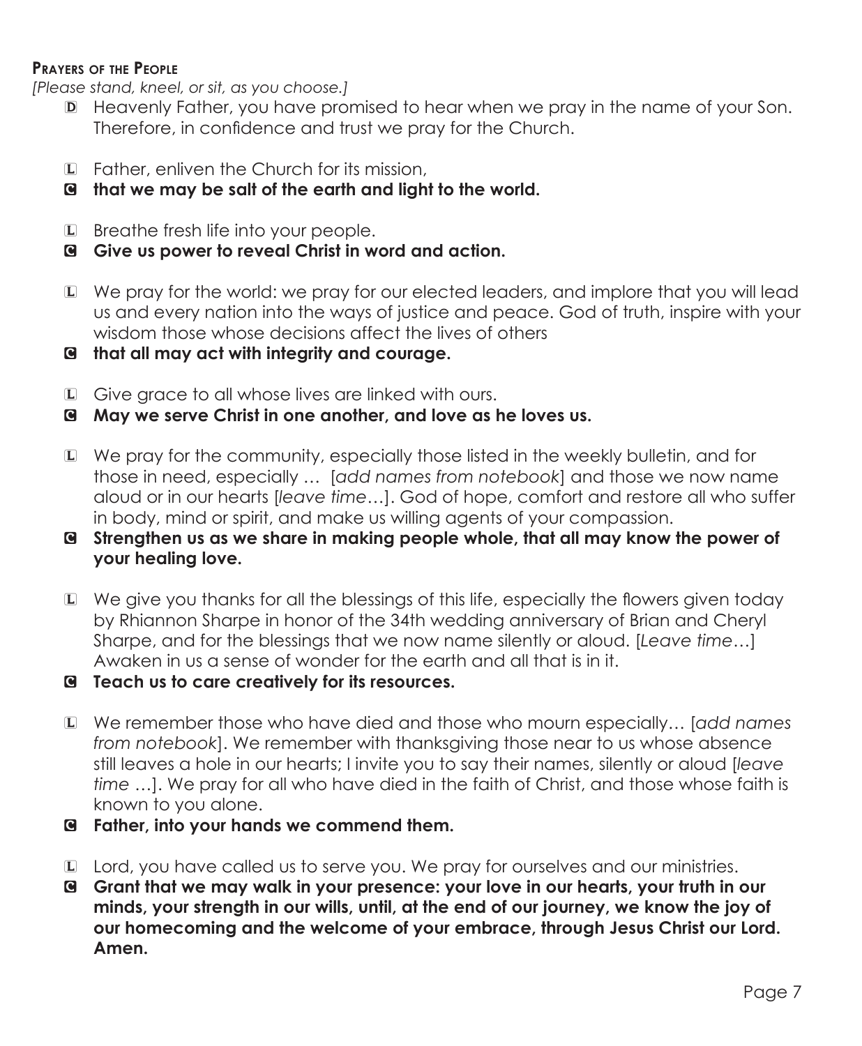### Prayers of the People

*[Please stand, kneel, or sit, as you choose.]*

D Heavenly Father, you have promised to hear when we pray in the name of your Son. Therefore, in confidence and trust we pray for the Church.

L Father, enliven the Church for its mission,

**C that we may be salt of the earth and light to the world.**

L Breathe fresh life into your people.

**C Give us power to reveal Christ in word and action.**

L We pray for the world: we pray for our elected leaders, and implore that you will lead us and every nation into the ways of justice and peace. God of truth, inspire with your wisdom those whose decisions affect the lives of others

**C that all may act with integrity and courage.**

L Give grace to all whose lives are linked with ours.

**C May we serve Christ in one another, and love as he loves us.**

L We pray for the community, especially those listed in the weekly bulletin, and for those in need, especially … [*add names from notebook*] and those we now name aloud or in our hearts [*leave time*…]. God of hope, comfort and restore all who suffer in body, mind or spirit, and make us willing agents of your compassion.

**C Strengthen us as we share in making people whole, that all may know the power of your healing love.**

L We give you thanks for all the blessings of this life, especially the flowers given today by Rhiannon Sharpe in honor of the 34th wedding anniversary of Brian and Cheryl Sharpe, and for the blessings that we now name silently or aloud. [*Leave time*…] Awaken in us a sense of wonder for the earth and all that is in it.

**C Teach us to care creatively for its resources.**

L We remember those who have died and those who mourn especially… [*add names from notebook*]. We remember with thanksgiving those near to us whose absence still leaves a hole in our hearts; I invite you to say their names, silently or aloud [*leave time* …]. We pray for all who have died in the faith of Christ, and those whose faith is known to you alone.

**C Father, into your hands we commend them.**

L Lord, you have called us to serve you. We pray for ourselves and our ministries.

**C Grant that we may walk in your presence: your love in our hearts, your truth in our minds, your strength in our wills, until, at the end of our journey, we know the joy of our homecoming and the welcome of your embrace, through Jesus Christ our Lord. Amen.**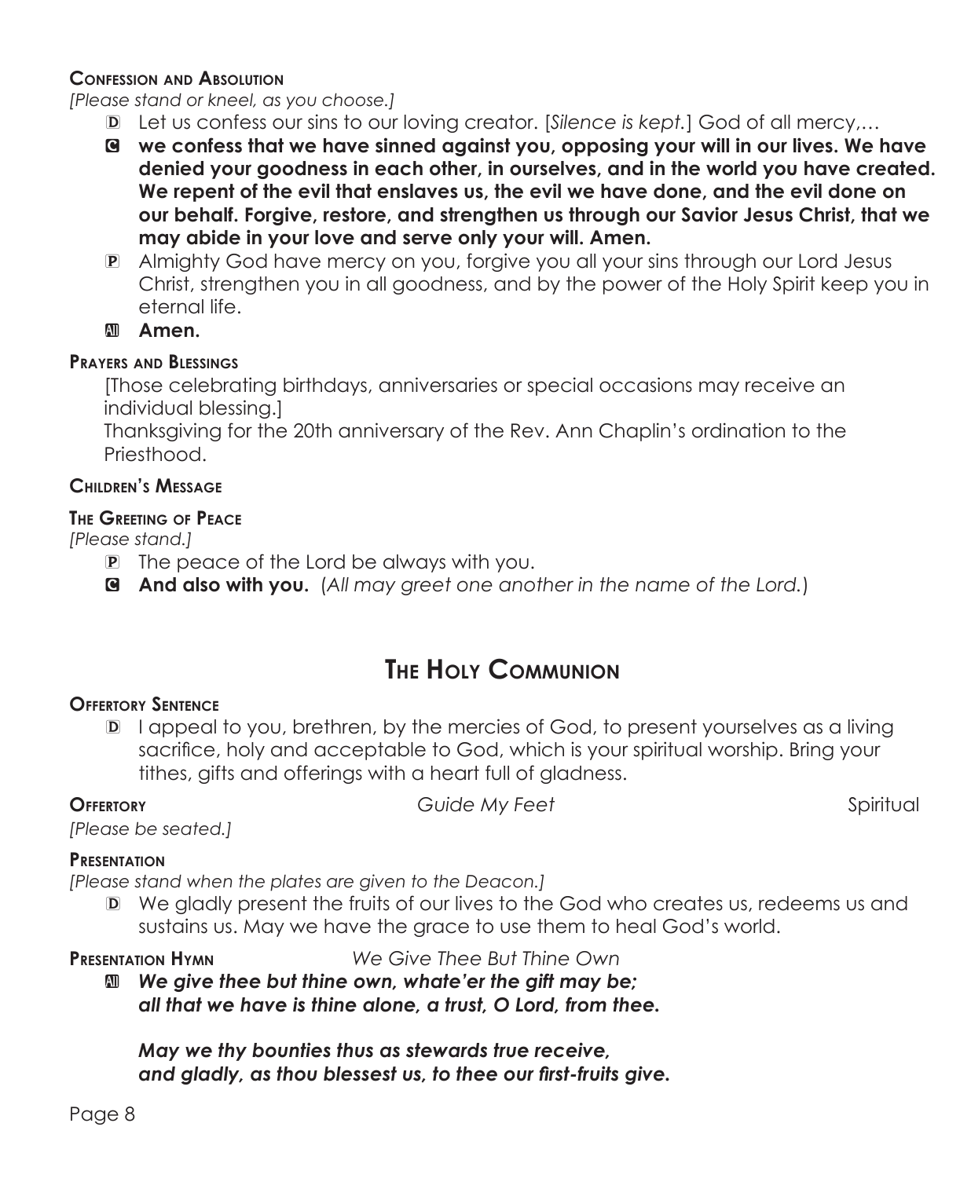**Confession and Absolution**

*[Please stand or kneel, as you choose.]*

D Let us confess our sins to our loving creator. [*Silence is kept.*] God of all mercy,…

C **we confess that we have sinned against you, opposing your will in our lives. We have denied your goodness in each other, in ourselves, and in the world you have created. We repent of the evil that enslaves us, the evil we have done, and the evil done on our behalf. Forgive, restore, and strengthen us through our Savior Jesus Christ, that we may abide in your love and serve only your will. Amen.**

P Almighty God have mercy on you, forgive you all your sins through our Lord Jesus Christ, strengthen you in all goodness, and by the power of the Holy Spirit keep you in eternal life.

All **Amen.**

**Prayers and Blessings**

[Those celebrating birthdays, anniversaries or special occasions may receive an individual blessing.]

Thanksgiving for the 20th anniversary of the Rev. Ann Chaplin's ordination to the Priesthood.

**Children's Message**

**The Greeting of Peace**

*[Please stand.]*

P The peace of the Lord be always with you.

C **And also with you.** (*All may greet one another in the name of the Lord.*)

## The Holy Communion

**Offertory Sentence**

D I appeal to you, brethren, by the mercies of God, to present yourselves as a living sacrifice, holy and acceptable to God, which is your spiritual worship. Bring your tithes, gifts and offerings with a heart full of gladness.

**Offertory** *Guide My Feet* Spiritual

*[Please be seated.]*

**Presentation**

*[Please stand when the plates are given to the Deacon.]*

D We gladly present the fruits of our lives to the God who creates us, redeems us and sustains us. May we have the grace to use them to heal God's world.

**Presentation Hymn** *We Give Thee But Thine Own*

All ***We give thee but thine own, whate'er the gift may be;***
***all that we have is thine alone, a trust, O Lord, from thee.***

***May we thy bounties thus as stewards true receive,***
***and gladly, as thou blessest us, to thee our first-fruits give.***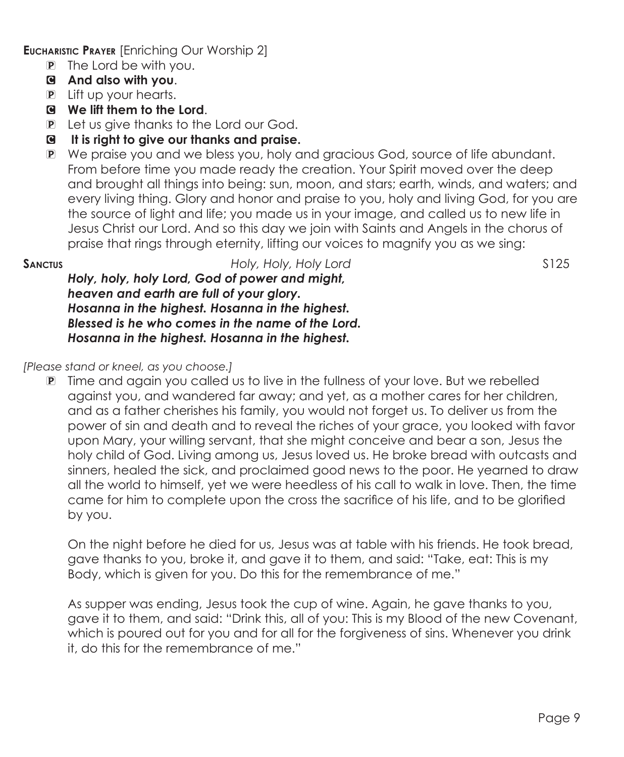**Eucharistic Prayer** [Enriching Our Worship 2]

P The Lord be with you.

C **And also with you**.

P Lift up your hearts.

C **We lift them to the Lord**.

P Let us give thanks to the Lord our God.

C **It is right to give our thanks and praise.**

P We praise you and we bless you, holy and gracious God, source of life abundant. From before time you made ready the creation. Your Spirit moved over the deep and brought all things into being: sun, moon, and stars; earth, winds, and waters; and every living thing. Glory and honor and praise to you, holy and living God, for you are the source of light and life; you made us in your image, and called us to new life in Jesus Christ our Lord. And so this day we join with Saints and Angels in the chorus of praise that rings through eternity, lifting our voices to magnify you as we sing:

**Sanctus** *Holy, Holy, Holy Lord* S125

***Holy, holy, holy Lord, God of power and might,***
***heaven and earth are full of your glory.***
***Hosanna in the highest. Hosanna in the highest.***
***Blessed is he who comes in the name of the Lord.***
***Hosanna in the highest. Hosanna in the highest.***

*[Please stand or kneel, as you choose.]*

P Time and again you called us to live in the fullness of your love. But we rebelled against you, and wandered far away; and yet, as a mother cares for her children, and as a father cherishes his family, you would not forget us. To deliver us from the power of sin and death and to reveal the riches of your grace, you looked with favor upon Mary, your willing servant, that she might conceive and bear a son, Jesus the holy child of God. Living among us, Jesus loved us. He broke bread with outcasts and sinners, healed the sick, and proclaimed good news to the poor. He yearned to draw all the world to himself, yet we were heedless of his call to walk in love. Then, the time came for him to complete upon the cross the sacrifice of his life, and to be glorified by you.

On the night before he died for us, Jesus was at table with his friends. He took bread, gave thanks to you, broke it, and gave it to them, and said: "Take, eat: This is my Body, which is given for you. Do this for the remembrance of me."

As supper was ending, Jesus took the cup of wine. Again, he gave thanks to you, gave it to them, and said: "Drink this, all of you: This is my Blood of the new Covenant, which is poured out for you and for all for the forgiveness of sins. Whenever you drink it, do this for the remembrance of me."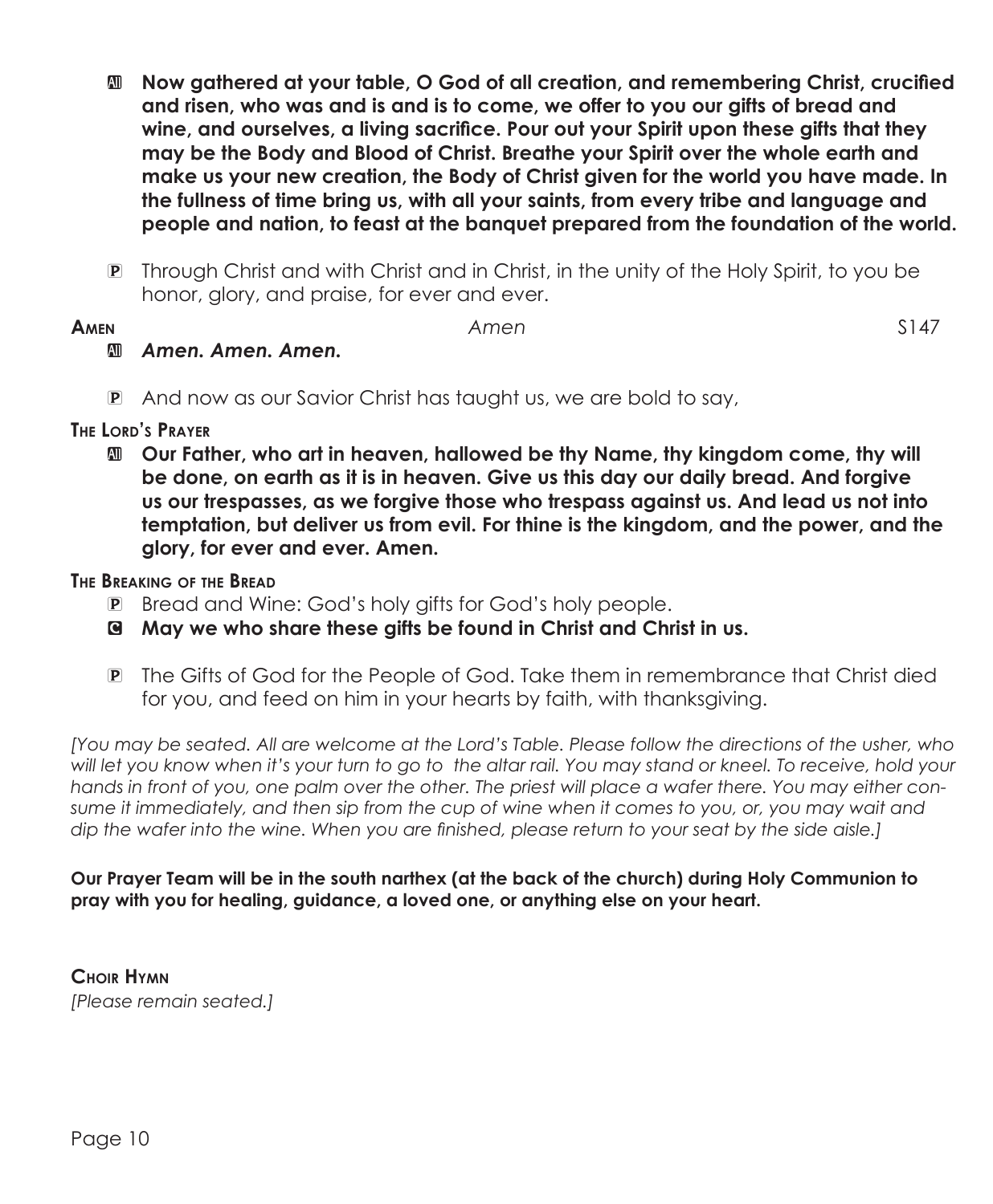**All** **Now gathered at your table, O God of all creation, and remembering Christ, crucified and risen, who was and is and is to come, we offer to you our gifts of bread and wine, and ourselves, a living sacrifice. Pour out your Spirit upon these gifts that they may be the Body and Blood of Christ. Breathe your Spirit over the whole earth and make us your new creation, the Body of Christ given for the world you have made. In the fullness of time bring us, with all your saints, from every tribe and language and people and nation, to feast at the banquet prepared from the foundation of the world.**

P Through Christ and with Christ and in Christ, in the unity of the Holy Spirit, to you be honor, glory, and praise, for ever and ever.

**Amen** *Amen* S147

**All** ***Amen. Amen. Amen.***

P And now as our Savior Christ has taught us, we are bold to say,

**The Lord's Prayer**

**All** **Our Father, who art in heaven, hallowed be thy Name, thy kingdom come, thy will be done, on earth as it is in heaven. Give us this day our daily bread. And forgive us our trespasses, as we forgive those who trespass against us. And lead us not into temptation, but deliver us from evil. For thine is the kingdom, and the power, and the glory, for ever and ever. Amen.**

**The Breaking of the Bread**

P Bread and Wine: God's holy gifts for God's holy people.

**C** **May we who share these gifts be found in Christ and Christ in us.**

P The Gifts of God for the People of God. Take them in remembrance that Christ died for you, and feed on him in your hearts by faith, with thanksgiving.

*[You may be seated. All are welcome at the Lord's Table. Please follow the directions of the usher, who will let you know when it's your turn to go to the altar rail. You may stand or kneel. To receive, hold your hands in front of you, one palm over the other. The priest will place a wafer there. You may either consume it immediately, and then sip from the cup of wine when it comes to you, or, you may wait and dip the wafer into the wine. When you are finished, please return to your seat by the side aisle.]*

**Our Prayer Team will be in the south narthex (at the back of the church) during Holy Communion to pray with you for healing, guidance, a loved one, or anything else on your heart.**

**Choir Hymn**

*[Please remain seated.]*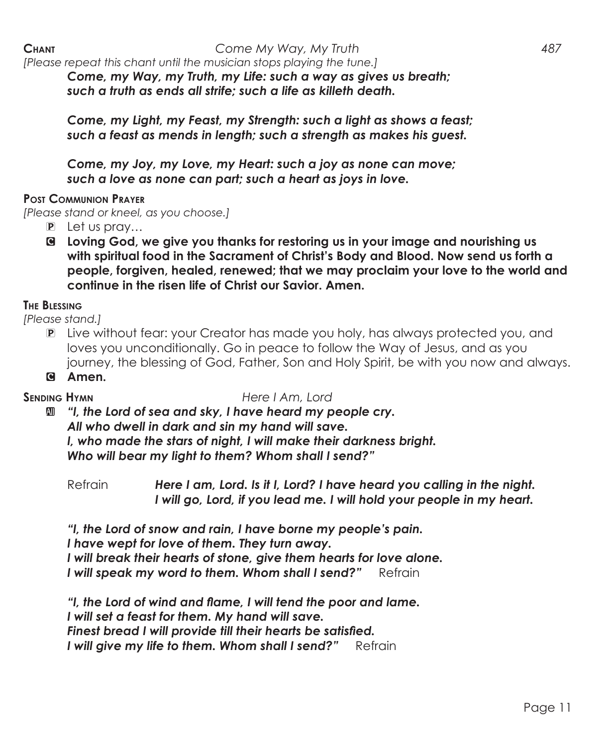**Chant** *Come My Way, My Truth* 487

*[Please repeat this chant until the musician stops playing the tune.]*

***Come, my Way, my Truth, my Life: such a way as gives us breath;***
***such a truth as ends all strife; such a life as killeth death.***

***Come, my Light, my Feast, my Strength: such a light as shows a feast;***
***such a feast as mends in length; such a strength as makes his guest.***

***Come, my Joy, my Love, my Heart: such a joy as none can move;***
***such a love as none can part; such a heart as joys in love.***

**Post Communion Prayer**

*[Please stand or kneel, as you choose.]*

P Let us pray…

C **Loving God, we give you thanks for restoring us in your image and nourishing us with spiritual food in the Sacrament of Christ's Body and Blood. Now send us forth a people, forgiven, healed, renewed; that we may proclaim your love to the world and continue in the risen life of Christ our Savior. Amen.**

**The Blessing**

*[Please stand.]*

P Live without fear: your Creator has made you holy, has always protected you, and loves you unconditionally. Go in peace to follow the Way of Jesus, and as you journey, the blessing of God, Father, Son and Holy Spirit, be with you now and always.

C **Amen.**

**Sending Hymn** *Here I Am, Lord*

All ***"I, the Lord of sea and sky, I have heard my people cry.***
***All who dwell in dark and sin my hand will save.***
***I, who made the stars of night, I will make their darkness bright.***
***Who will bear my light to them? Whom shall I send?"***

Refrain ***Here I am, Lord. Is it I, Lord? I have heard you calling in the night.***
***I will go, Lord, if you lead me. I will hold your people in my heart.***

***"I, the Lord of snow and rain, I have borne my people's pain.***
***I have wept for love of them. They turn away.***
***I will break their hearts of stone, give them hearts for love alone.***
***I will speak my word to them. Whom shall I send?"*** Refrain

***"I, the Lord of wind and flame, I will tend the poor and lame.***
***I will set a feast for them. My hand will save.***
***Finest bread I will provide till their hearts be satisfied.***
***I will give my life to them. Whom shall I send?"*** Refrain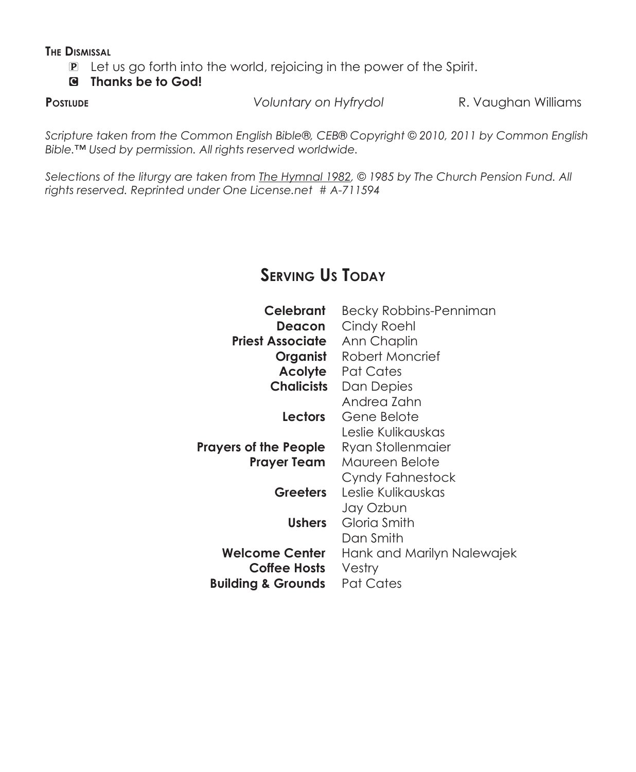**The Dismissal**

- P Let us go forth into the world, rejoicing in the power of the Spirit.
- **C Thanks be to God!**

**Postlude** *Voluntary on Hyfrydol* R. Vaughan Williams

*Scripture taken from the Common English Bible®, CEB® Copyright © 2010, 2011 by Common English Bible.™ Used by permission. All rights reserved worldwide.*

*Selections of the liturgy are taken from The Hymnal 1982, © 1985 by The Church Pension Fund. All rights reserved. Reprinted under One License.net # A-711594*

## Serving Us Today

| | |
|---|---|
| **Celebrant** | Becky Robbins-Penniman |
| **Deacon** | Cindy Roehl |
| **Priest Associate** | Ann Chaplin |
| **Organist** | Robert Moncrief |
| **Acolyte** | Pat Cates |
| **Chalicists** | Dan Depies |
| | Andrea Zahn |
| **Lectors** | Gene Belote |
| | Leslie Kulikauskas |
| **Prayers of the People** | Ryan Stollenmaier |
| **Prayer Team** | Maureen Belote |
| | Cyndy Fahnestock |
| **Greeters** | Leslie Kulikauskas |
| | Jay Ozbun |
| **Ushers** | Gloria Smith |
| | Dan Smith |
| **Welcome Center** | Hank and Marilyn Nalewajek |
| **Coffee Hosts** | Vestry |
| **Building & Grounds** | Pat Cates |